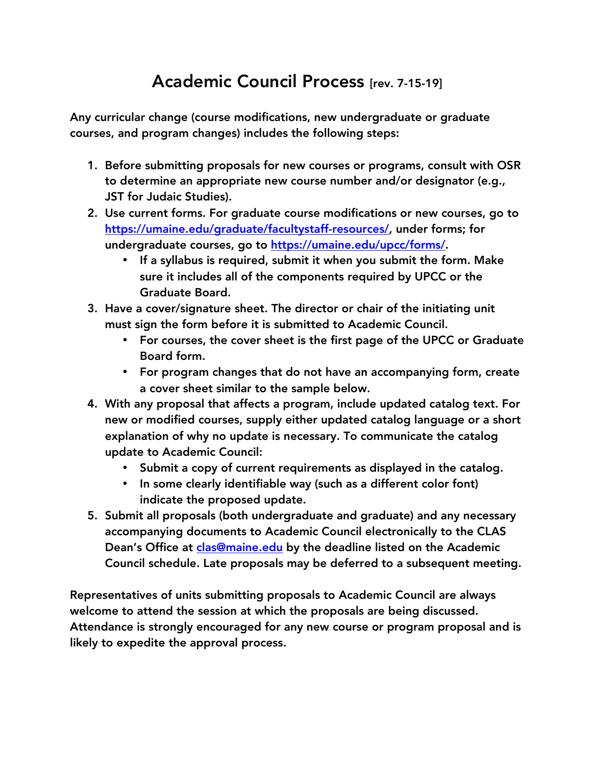# Academic Council Process [rev. 7-15-19]

Any curricular change (course modifications, new undergraduate or graduate courses, and program changes) includes the following steps:

1. Before submitting proposals for new courses or programs, consult with OSR to determine an appropriate new course number and/or designator (e.g., JST for Judaic Studies).
2. Use current forms. For graduate course modifications or new courses, go to [https://umaine.edu/graduate/facultystaff-resources/](https://umaine.edu/graduate/facultystaff-resources/), under forms; for undergraduate courses, go to [https://umaine.edu/upcc/forms/](https://umaine.edu/upcc/forms/).
    - If a syllabus is required, submit it when you submit the form. Make sure it includes all of the components required by UPCC or the Graduate Board.
3. Have a cover/signature sheet. The director or chair of the initiating unit must sign the form before it is submitted to Academic Council.
    - For courses, the cover sheet is the first page of the UPCC or Graduate Board form.
    - For program changes that do not have an accompanying form, create a cover sheet similar to the sample below.
4. With any proposal that affects a program, include updated catalog text. For new or modified courses, supply either updated catalog language or a short explanation of why no update is necessary. To communicate the catalog update to Academic Council:
    - Submit a copy of current requirements as displayed in the catalog.
    - In some clearly identifiable way (such as a different color font) indicate the proposed update.
5. Submit all proposals (both undergraduate and graduate) and any necessary accompanying documents to Academic Council electronically to the CLAS Dean's Office at [clas@maine.edu](mailto:clas@maine.edu) by the deadline listed on the Academic Council schedule. Late proposals may be deferred to a subsequent meeting.

Representatives of units submitting proposals to Academic Council are always welcome to attend the session at which the proposals are being discussed. Attendance is strongly encouraged for any new course or program proposal and is likely to expedite the approval process.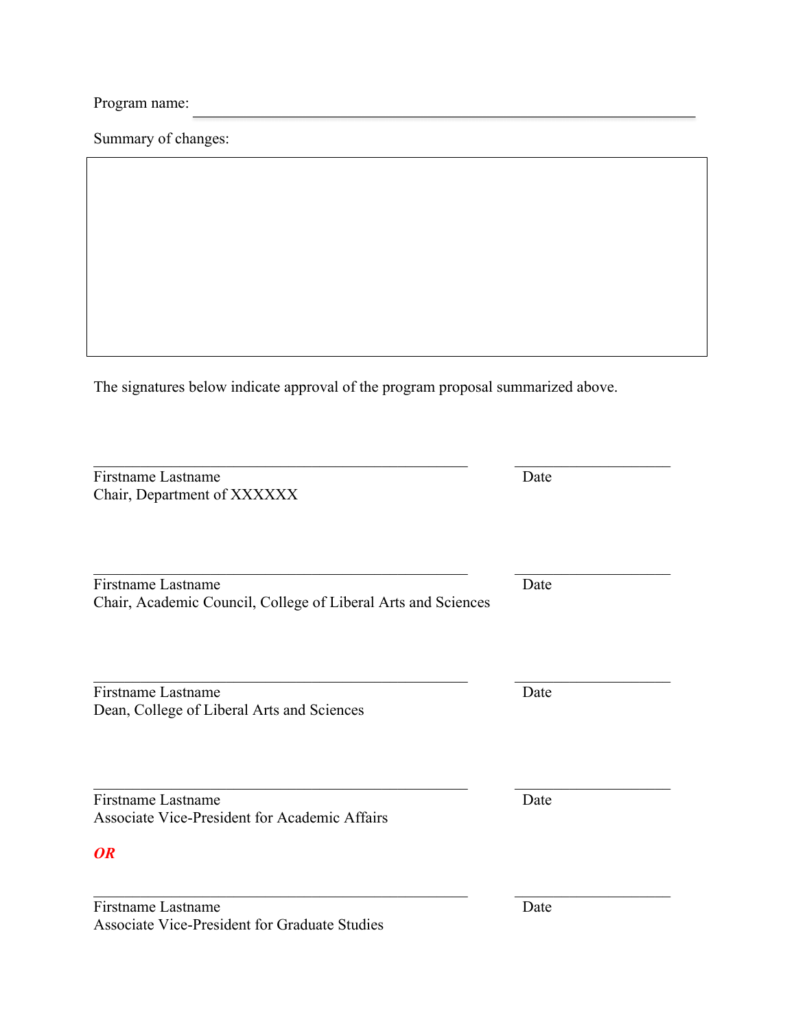Program name: \_\_\_\_\_\_\_\_\_\_\_\_\_\_\_\_\_\_\_\_\_\_\_\_\_\_\_\_\_\_\_\_\_\_\_\_\_\_\_\_

Summary of changes:

| |
|---|
| |

The signatures below indicate approval of the program proposal summarized above.

\_\_\_\_\_\_\_\_\_\_\_\_\_\_\_\_\_\_\_\_\_\_\_\_\_\_\_\_\_\_\_\_\_\_\_\_\_\_\_\_ \_\_\_\_\_\_\_\_\_\_\_\_\_\_\_\_\_\_\_\_

Firstname Lastname Date
Chair, Department of XXXXXX

\_\_\_\_\_\_\_\_\_\_\_\_\_\_\_\_\_\_\_\_\_\_\_\_\_\_\_\_\_\_\_\_\_\_\_\_\_\_\_\_ \_\_\_\_\_\_\_\_\_\_\_\_\_\_\_\_\_\_\_\_

Firstname Lastname Date
Chair, Academic Council, College of Liberal Arts and Sciences

\_\_\_\_\_\_\_\_\_\_\_\_\_\_\_\_\_\_\_\_\_\_\_\_\_\_\_\_\_\_\_\_\_\_\_\_\_\_\_\_ \_\_\_\_\_\_\_\_\_\_\_\_\_\_\_\_\_\_\_\_

Firstname Lastname Date
Dean, College of Liberal Arts and Sciences

\_\_\_\_\_\_\_\_\_\_\_\_\_\_\_\_\_\_\_\_\_\_\_\_\_\_\_\_\_\_\_\_\_\_\_\_\_\_\_\_ \_\_\_\_\_\_\_\_\_\_\_\_\_\_\_\_\_\_\_\_

Firstname Lastname Date
Associate Vice-President for Academic Affairs

***OR***

\_\_\_\_\_\_\_\_\_\_\_\_\_\_\_\_\_\_\_\_\_\_\_\_\_\_\_\_\_\_\_\_\_\_\_\_\_\_\_\_ \_\_\_\_\_\_\_\_\_\_\_\_\_\_\_\_\_\_\_\_

Firstname Lastname Date
Associate Vice-President for Graduate Studies